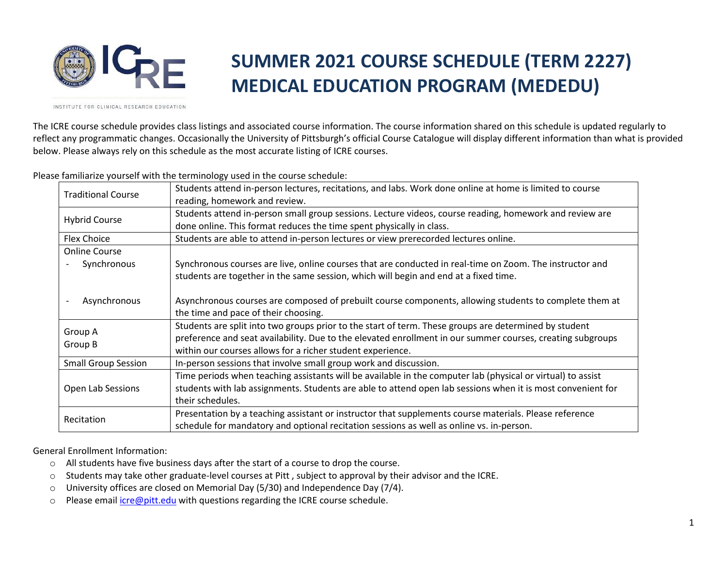# SUMMER 2021 COURSE SCHEDULE (TERM 2227) MEDICAL EDUCATION PROGRAM (MEDEDU)

The ICRE course schedule provides class listings and associated course information. The course information shared on this schedule is updated regularly to reflect any programmatic changes. Occasionally the University of Pittsburgh's official Course Catalogue will display different information than what is provided below. Please always rely on this schedule as the most accurate listing of ICRE courses.

Please familiarize yourself with the terminology used in the course schedule:

| Term | Description |
| --- | --- |
| Traditional Course | Students attend in-person lectures, recitations, and labs. Work done online at home is limited to course reading, homework and review. |
| Hybrid Course | Students attend in-person small group sessions. Lecture videos, course reading, homework and review are done online. This format reduces the time spent physically in class. |
| Flex Choice | Students are able to attend in-person lectures or view prerecorded lectures online. |
| Online Course<br>- Synchronous<br><br>- Asynchronous | <br>Synchronous courses are live, online courses that are conducted in real-time on Zoom. The instructor and students are together in the same session, which will begin and end at a fixed time.<br><br>Asynchronous courses are composed of prebuilt course components, allowing students to complete them at the time and pace of their choosing. |
| Group A<br>Group B | Students are split into two groups prior to the start of term. These groups are determined by student preference and seat availability. Due to the elevated enrollment in our summer courses, creating subgroups within our courses allows for a richer student experience. |
| Small Group Session | In-person sessions that involve small group work and discussion. |
| Open Lab Sessions | Time periods when teaching assistants will be available in the computer lab (physical or virtual) to assist students with lab assignments. Students are able to attend open lab sessions when it is most convenient for their schedules. |
| Recitation | Presentation by a teaching assistant or instructor that supplements course materials. Please reference schedule for mandatory and optional recitation sessions as well as online vs. in-person. |

General Enrollment Information:

- All students have five business days after the start of a course to drop the course.
- Students may take other graduate-level courses at Pitt , subject to approval by their advisor and the ICRE.
- University offices are closed on Memorial Day (5/30) and Independence Day (7/4).
- Please email icre@pitt.edu with questions regarding the ICRE course schedule.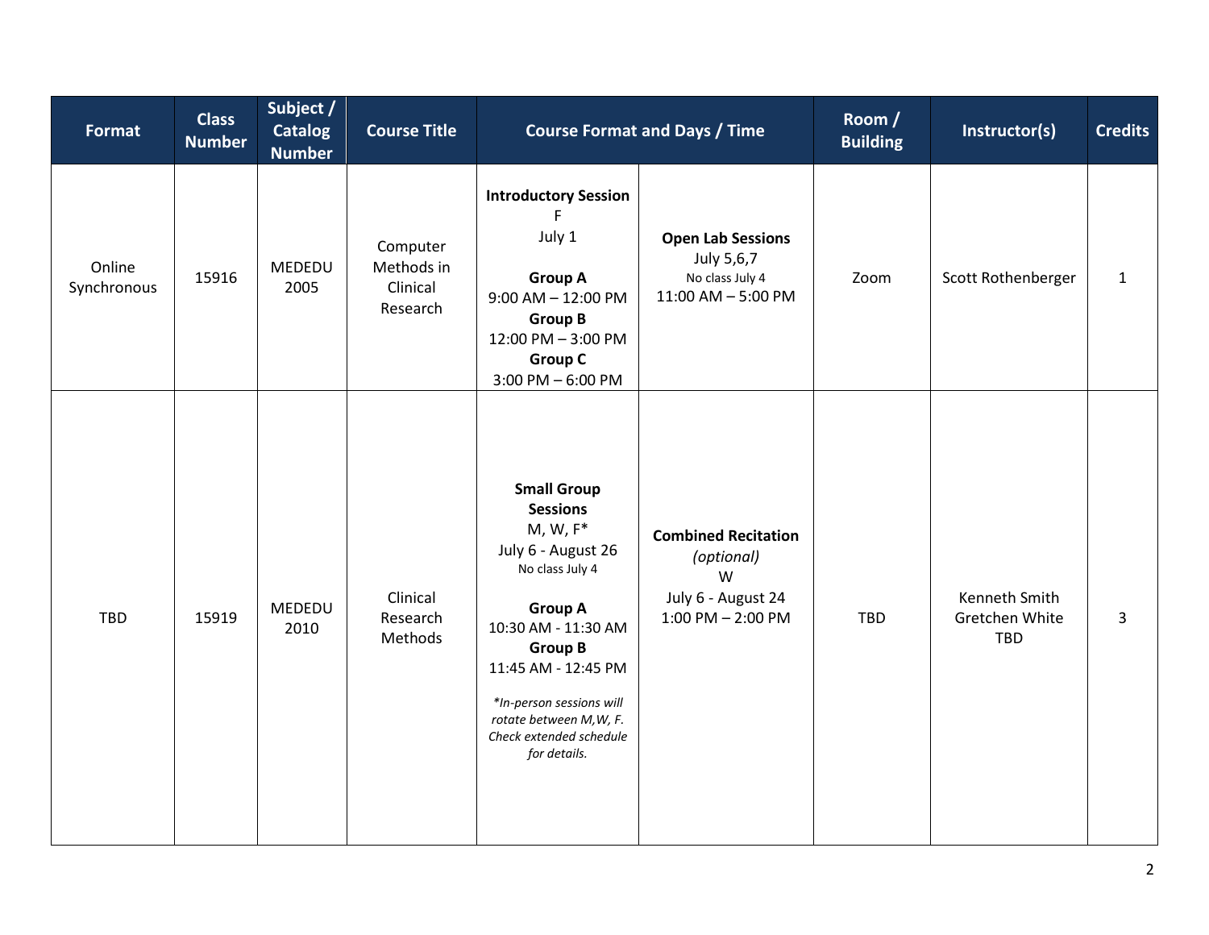| Format | Class Number | Subject / Catalog Number | Course Title | Course Format and Days / Time | | Room / Building | Instructor(s) | Credits |
|---|---|---|---|---|---|---|---|---|
| Online Synchronous | 15916 | MEDEDU 2005 | Computer Methods in Clinical Research | **Introductory Session**<br>F<br>July 1<br><br>**Group A**<br>9:00 AM – 12:00 PM<br>**Group B**<br>12:00 PM – 3:00 PM<br>**Group C**<br>3:00 PM – 6:00 PM | **Open Lab Sessions**<br>July 5,6,7<br>No class July 4<br>11:00 AM – 5:00 PM | Zoom | Scott Rothenberger | 1 |
| TBD | 15919 | MEDEDU 2010 | Clinical Research Methods | **Small Group Sessions**<br>M, W, F*<br>July 6 - August 26<br>No class July 4<br><br>**Group A**<br>10:30 AM - 11:30 AM<br>**Group B**<br>11:45 AM - 12:45 PM<br><br>*\*In-person sessions will rotate between M,W, F. Check extended schedule for details.* | **Combined Recitation**<br>*(optional)*<br>W<br>July 6 - August 24<br>1:00 PM – 2:00 PM | TBD | Kenneth Smith<br>Gretchen White<br>TBD | 3 |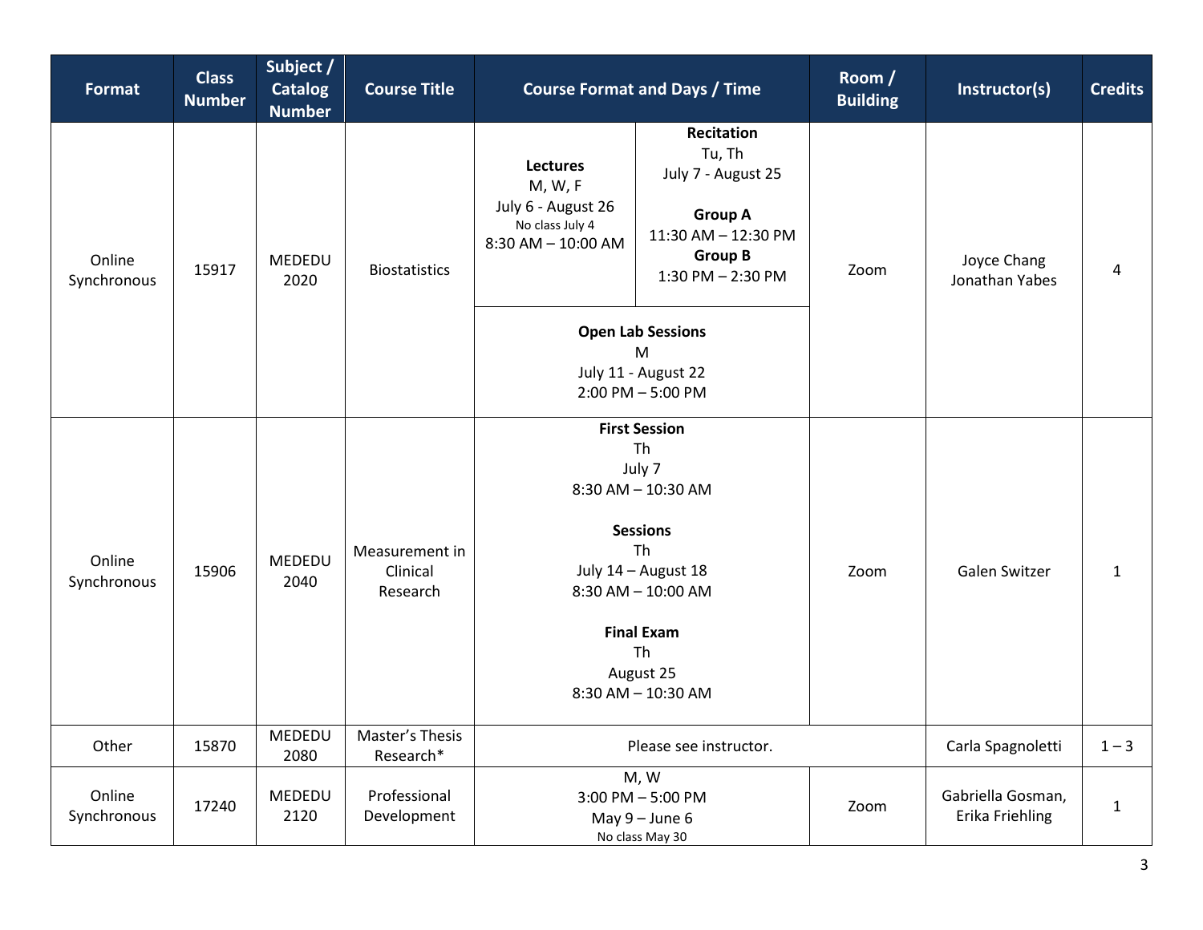| Format | Class Number | Subject / Catalog Number | Course Title | Course Format and Days / Time | Room / Building | Instructor(s) | Credits |
|---|---|---|---|---|---|---|---|
| Online Synchronous | 15917 | MEDEDU 2020 | Biostatistics | **Lectures** M, W, F July 6 - August 26 No class July 4 8:30 AM – 10:00 AM; **Recitation** Tu, Th July 7 - August 25 **Group A** 11:30 AM – 12:30 PM **Group B** 1:30 PM – 2:30 PM; **Open Lab Sessions** M July 11 - August 22 2:00 PM – 5:00 PM | Zoom | Joyce Chang Jonathan Yabes | 4 |
| Online Synchronous | 15906 | MEDEDU 2040 | Measurement in Clinical Research | **First Session** Th July 7 8:30 AM – 10:30 AM; **Sessions** Th July 14 – August 18 8:30 AM – 10:00 AM; **Final Exam** Th August 25 8:30 AM – 10:30 AM | Zoom | Galen Switzer | 1 |
| Other | 15870 | MEDEDU 2080 | Master's Thesis Research* | Please see instructor. | | Carla Spagnoletti | 1 – 3 |
| Online Synchronous | 17240 | MEDEDU 2120 | Professional Development | M, W 3:00 PM – 5:00 PM May 9 – June 6 No class May 30 | Zoom | Gabriella Gosman, Erika Friehling | 1 |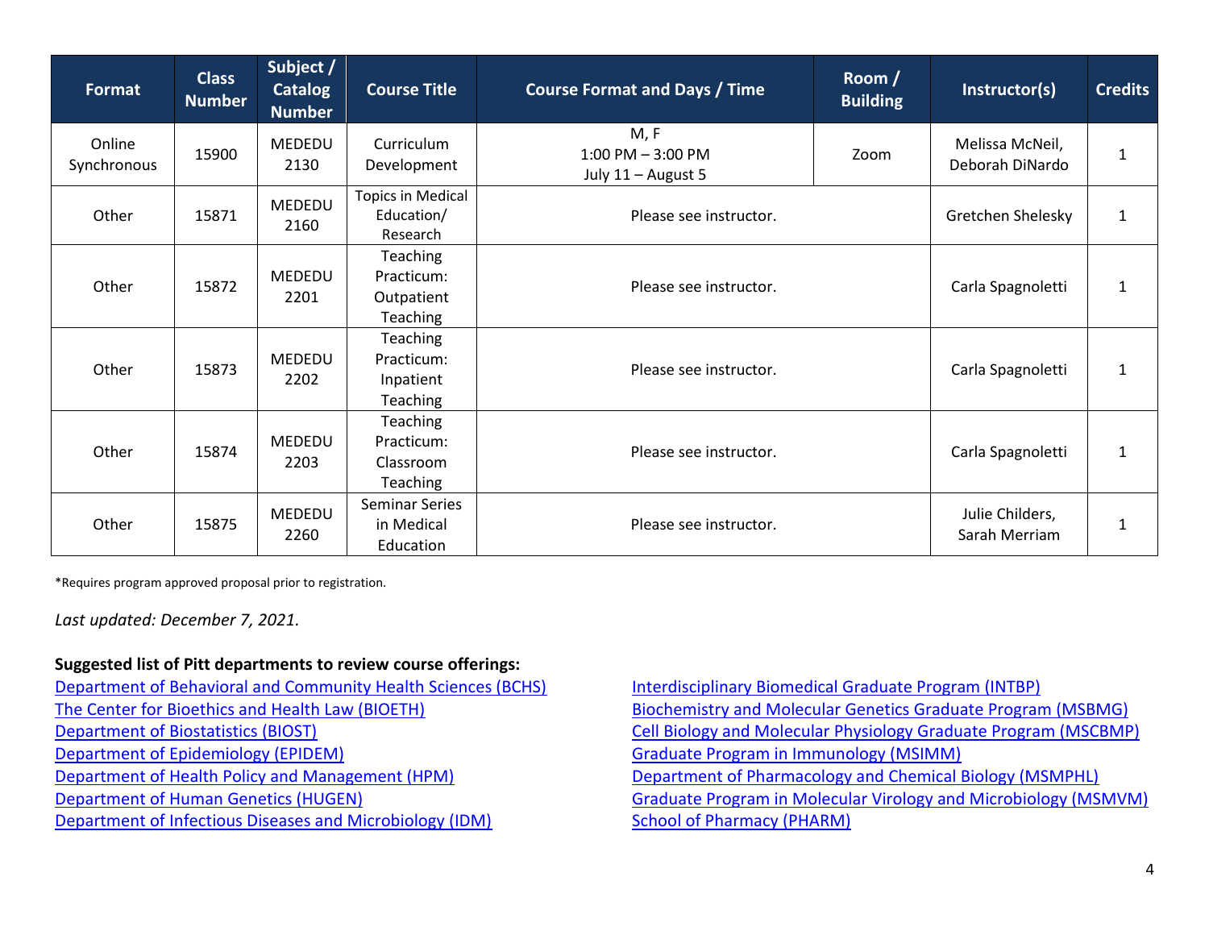| Format | Class Number | Subject / Catalog Number | Course Title | Course Format and Days / Time | Room / Building | Instructor(s) | Credits |
|---|---|---|---|---|---|---|---|
| Online Synchronous | 15900 | MEDEDU 2130 | Curriculum Development | M, F 1:00 PM – 3:00 PM July 11 – August 5 | Zoom | Melissa McNeil, Deborah DiNardo | 1 |
| Other | 15871 | MEDEDU 2160 | Topics in Medical Education/ Research | Please see instructor. | | Gretchen Shelesky | 1 |
| Other | 15872 | MEDEDU 2201 | Teaching Practicum: Outpatient Teaching | Please see instructor. | | Carla Spagnoletti | 1 |
| Other | 15873 | MEDEDU 2202 | Teaching Practicum: Inpatient Teaching | Please see instructor. | | Carla Spagnoletti | 1 |
| Other | 15874 | MEDEDU 2203 | Teaching Practicum: Classroom Teaching | Please see instructor. | | Carla Spagnoletti | 1 |
| Other | 15875 | MEDEDU 2260 | Seminar Series in Medical Education | Please see instructor. | | Julie Childers, Sarah Merriam | 1 |

*Requires program approved proposal prior to registration.

*Last updated: December 7, 2021.*

**Suggested list of Pitt departments to review course offerings:**

Department of Behavioral and Community Health Sciences (BCHS)
The Center for Bioethics and Health Law (BIOETH)
Department of Biostatistics (BIOST)
Department of Epidemiology (EPIDEM)
Department of Health Policy and Management (HPM)
Department of Human Genetics (HUGEN)
Department of Infectious Diseases and Microbiology (IDM)
Interdisciplinary Biomedical Graduate Program (INTBP)
Biochemistry and Molecular Genetics Graduate Program (MSBMG)
Cell Biology and Molecular Physiology Graduate Program (MSCBMP)
Graduate Program in Immunology (MSIMM)
Department of Pharmacology and Chemical Biology (MSMPHL)
Graduate Program in Molecular Virology and Microbiology (MSMVM)
School of Pharmacy (PHARM)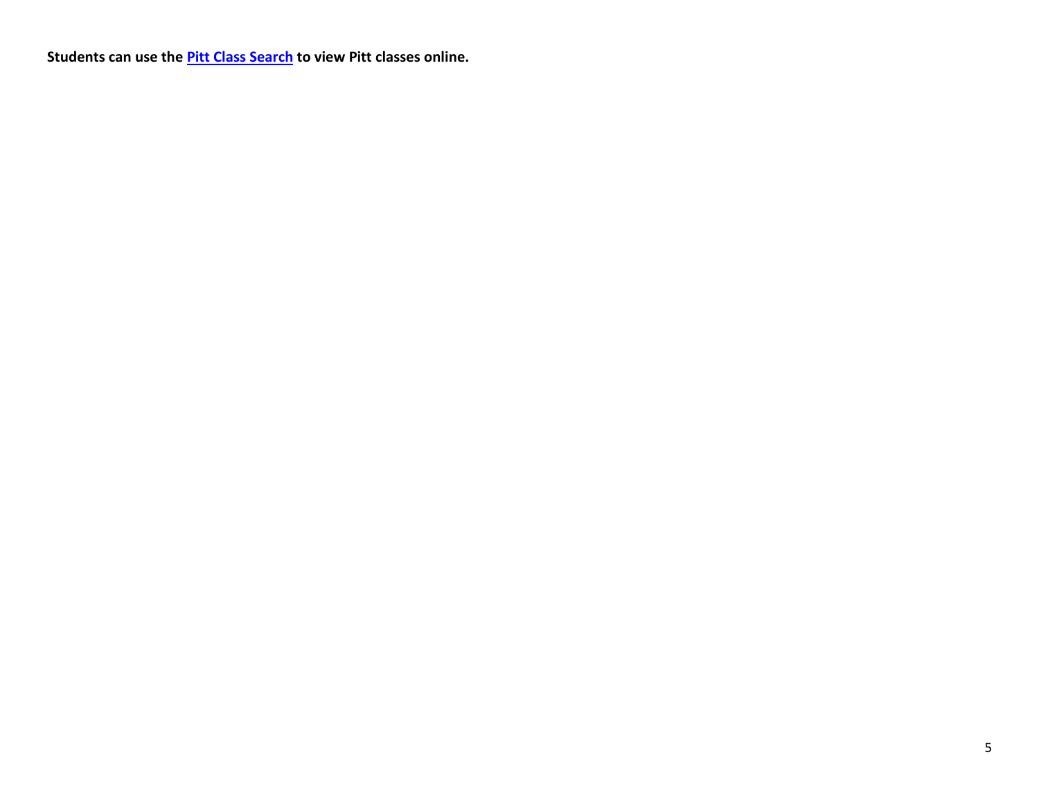**Students can use the Pitt Class Search to view Pitt classes online.**